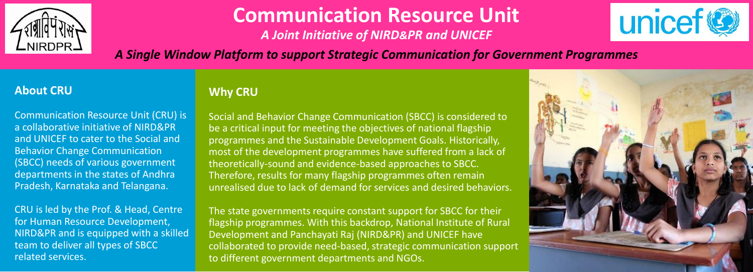# Communication Resource Unit

*A Joint Initiative of NIRD&PR and UNICEF*

***A Single Window Platform to support Strategic Communication for Government Programmes***

## About CRU

Communication Resource Unit (CRU) is a collaborative initiative of NIRD&PR and UNICEF to cater to the Social and Behavior Change Communication (SBCC) needs of various government departments in the states of Andhra Pradesh, Karnataka and Telangana.

CRU is led by the Prof. & Head, Centre for Human Resource Development, NIRD&PR and is equipped with a skilled team to deliver all types of SBCC related services.

## Why CRU

Social and Behavior Change Communication (SBCC) is considered to be a critical input for meeting the objectives of national flagship programmes and the Sustainable Development Goals. Historically, most of the development programmes have suffered from a lack of theoretically-sound and evidence-based approaches to SBCC. Therefore, results for many flagship programmes often remain unrealised due to lack of demand for services and desired behaviors.

The state governments require constant support for SBCC for their flagship programmes. With this backdrop, National Institute of Rural Development and Panchayati Raj (NIRD&PR) and UNICEF have collaborated to provide need-based, strategic communication support to different government departments and NGOs.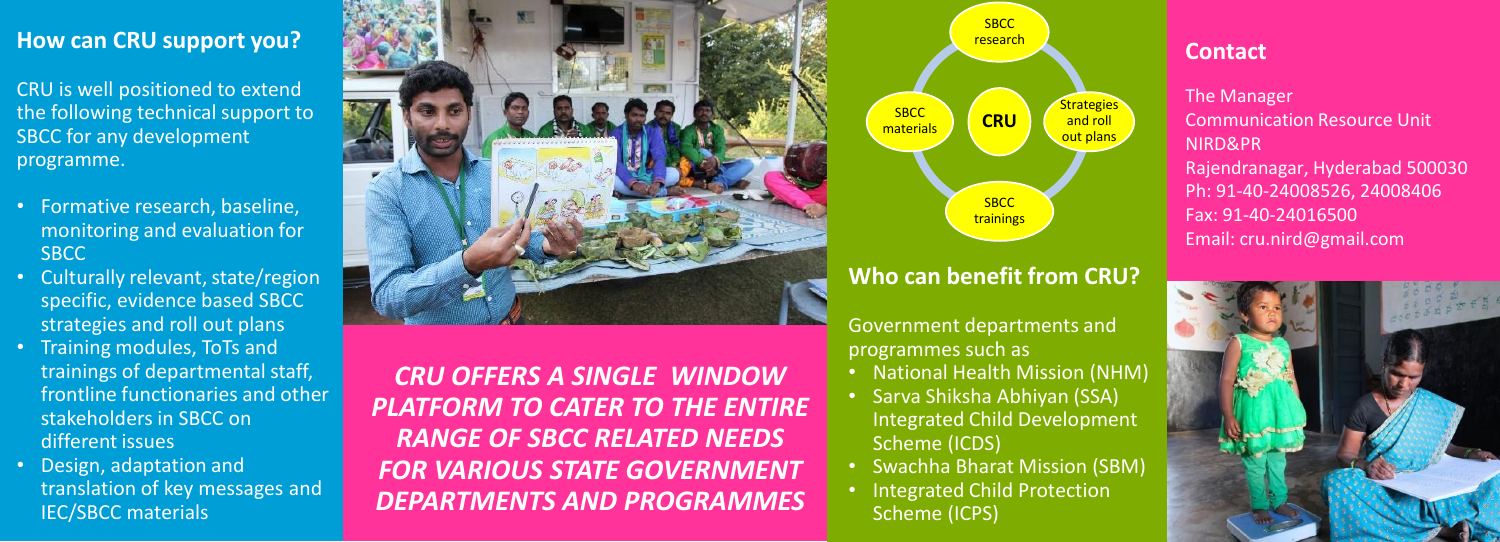## How can CRU support you?

CRU is well positioned to extend the following technical support to SBCC for any development programme.

- Formative research, baseline, monitoring and evaluation for SBCC
- Culturally relevant, state/region specific, evidence based SBCC strategies and roll out plans
- Training modules, ToTs and trainings of departmental staff, frontline functionaries and other stakeholders in SBCC on different issues
- Design, adaptation and translation of key messages and IEC/SBCC materials

***CRU OFFERS A SINGLE WINDOW PLATFORM TO CATER TO THE ENTIRE RANGE OF SBCC RELATED NEEDS FOR VARIOUS STATE GOVERNMENT DEPARTMENTS AND PROGRAMMES***

SBCC research

SBCC materials

CRU

Strategies and roll out plans

SBCC trainings

## Who can benefit from CRU?

Government departments and programmes such as

- National Health Mission (NHM)
- Sarva Shiksha Abhiyan (SSA) Integrated Child Development Scheme (ICDS)
- Swachha Bharat Mission (SBM)
- Integrated Child Protection Scheme (ICPS)

## Contact

The Manager
Communication Resource Unit
NIRD&PR
Rajendranagar, Hyderabad 500030
Ph: 91-40-24008526, 24008406
Fax: 91-40-24016500
Email: cru.nird@gmail.com